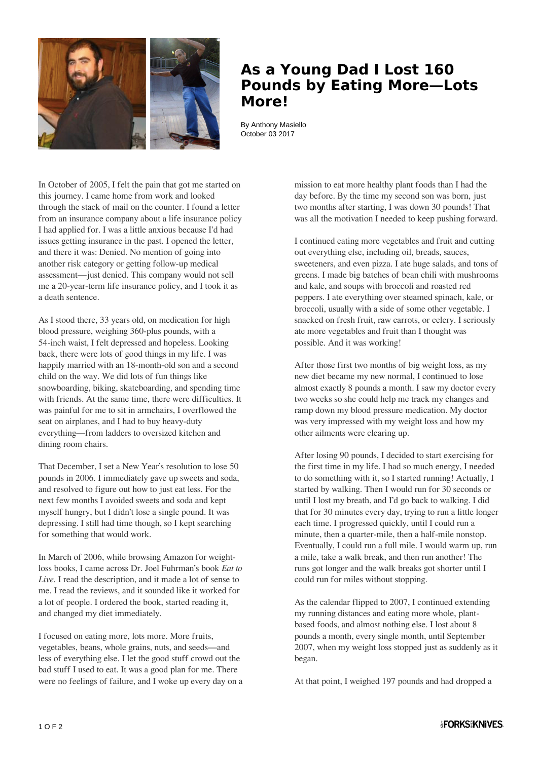# As a Young Dad I Lost 160 Pounds by Eating More—Lots More!

By Anthony Masiello
October 03 2017

In October of 2005, I felt the pain that got me started on this journey. I came home from work and looked through the stack of mail on the counter. I found a letter from an insurance company about a life insurance policy I had applied for. I was a little anxious because I'd had issues getting insurance in the past. I opened the letter, and there it was: Denied. No mention of going into another risk category or getting follow-up medical assessment—just denied. This company would not sell me a 20-year-term life insurance policy, and I took it as a death sentence.

As I stood there, 33 years old, on medication for high blood pressure, weighing 360-plus pounds, with a 54-inch waist, I felt depressed and hopeless. Looking back, there were lots of good things in my life. I was happily married with an 18-month-old son and a second child on the way. We did lots of fun things like snowboarding, biking, skateboarding, and spending time with friends. At the same time, there were difficulties. It was painful for me to sit in armchairs, I overflowed the seat on airplanes, and I had to buy heavy-duty everything—from ladders to oversized kitchen and dining room chairs.

That December, I set a New Year's resolution to lose 50 pounds in 2006. I immediately gave up sweets and soda, and resolved to figure out how to just eat less. For the next few months I avoided sweets and soda and kept myself hungry, but I didn't lose a single pound. It was depressing. I still had time though, so I kept searching for something that would work.

In March of 2006, while browsing Amazon for weight-loss books, I came across Dr. Joel Fuhrman's book *Eat to Live*. I read the description, and it made a lot of sense to me. I read the reviews, and it sounded like it worked for a lot of people. I ordered the book, started reading it, and changed my diet immediately.

I focused on eating more, lots more. More fruits, vegetables, beans, whole grains, nuts, and seeds—and less of everything else. I let the good stuff crowd out the bad stuff I used to eat. It was a good plan for me. There were no feelings of failure, and I woke up every day on a mission to eat more healthy plant foods than I had the day before. By the time my second son was born, just two months after starting, I was down 30 pounds! That was all the motivation I needed to keep pushing forward.

I continued eating more vegetables and fruit and cutting out everything else, including oil, breads, sauces, sweeteners, and even pizza. I ate huge salads, and tons of greens. I made big batches of bean chili with mushrooms and kale, and soups with broccoli and roasted red peppers. I ate everything over steamed spinach, kale, or broccoli, usually with a side of some other vegetable. I snacked on fresh fruit, raw carrots, or celery. I seriously ate more vegetables and fruit than I thought was possible. And it was working!

After those first two months of big weight loss, as my new diet became my new normal, I continued to lose almost exactly 8 pounds a month. I saw my doctor every two weeks so she could help me track my changes and ramp down my blood pressure medication. My doctor was very impressed with my weight loss and how my other ailments were clearing up.

After losing 90 pounds, I decided to start exercising for the first time in my life. I had so much energy, I needed to do something with it, so I started running! Actually, I started by walking. Then I would run for 30 seconds or until I lost my breath, and I'd go back to walking. I did that for 30 minutes every day, trying to run a little longer each time. I progressed quickly, until I could run a minute, then a quarter-mile, then a half-mile nonstop. Eventually, I could run a full mile. I would warm up, run a mile, take a walk break, and then run another! The runs got longer and the walk breaks got shorter until I could run for miles without stopping.

As the calendar flipped to 2007, I continued extending my running distances and eating more whole, plant-based foods, and almost nothing else. I lost about 8 pounds a month, every single month, until September 2007, when my weight loss stopped just as suddenly as it began.

At that point, I weighed 197 pounds and had dropped a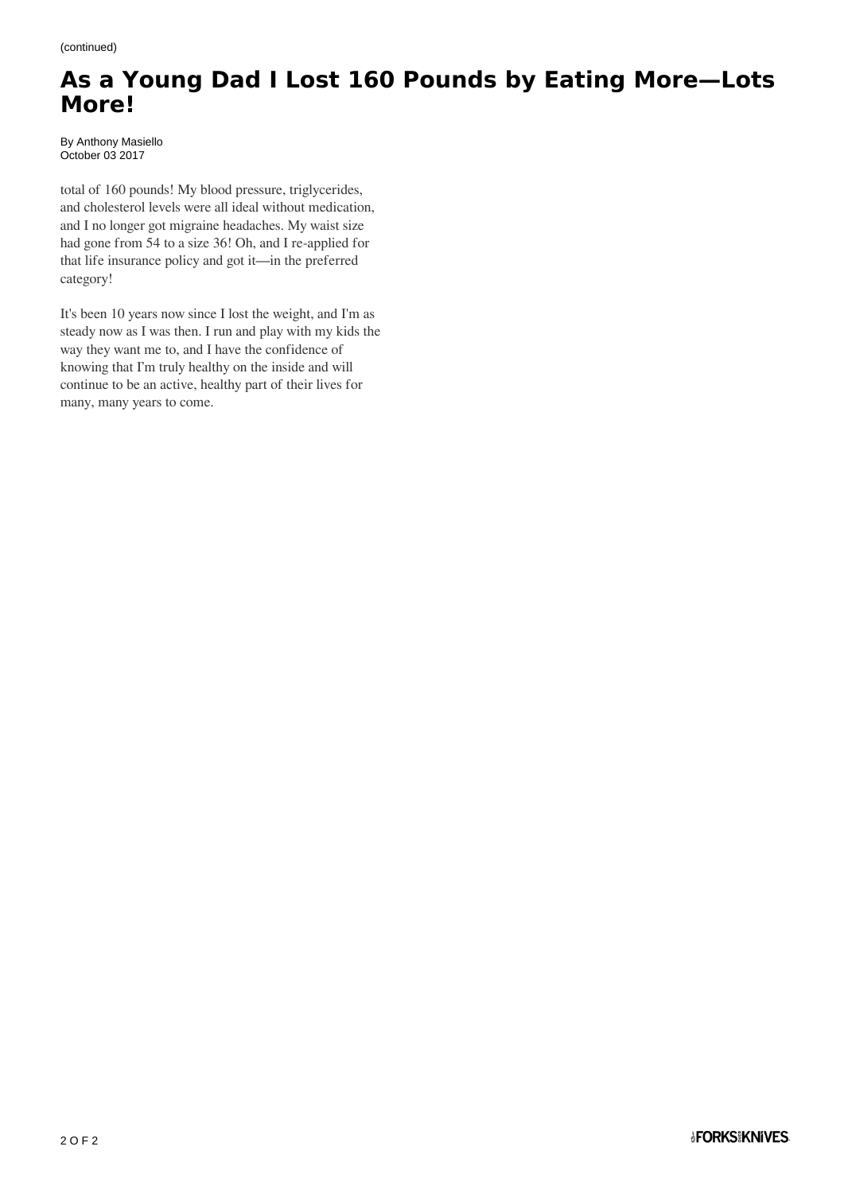(continued)

# As a Young Dad I Lost 160 Pounds by Eating More—Lots More!

By Anthony Masiello
October 03 2017

total of 160 pounds! My blood pressure, triglycerides, and cholesterol levels were all ideal without medication, and I no longer got migraine headaches. My waist size had gone from 54 to a size 36! Oh, and I re-applied for that life insurance policy and got it—in the preferred category!

It's been 10 years now since I lost the weight, and I'm as steady now as I was then. I run and play with my kids the way they want me to, and I have the confidence of knowing that I'm truly healthy on the inside and will continue to be an active, healthy part of their lives for many, many years to come.